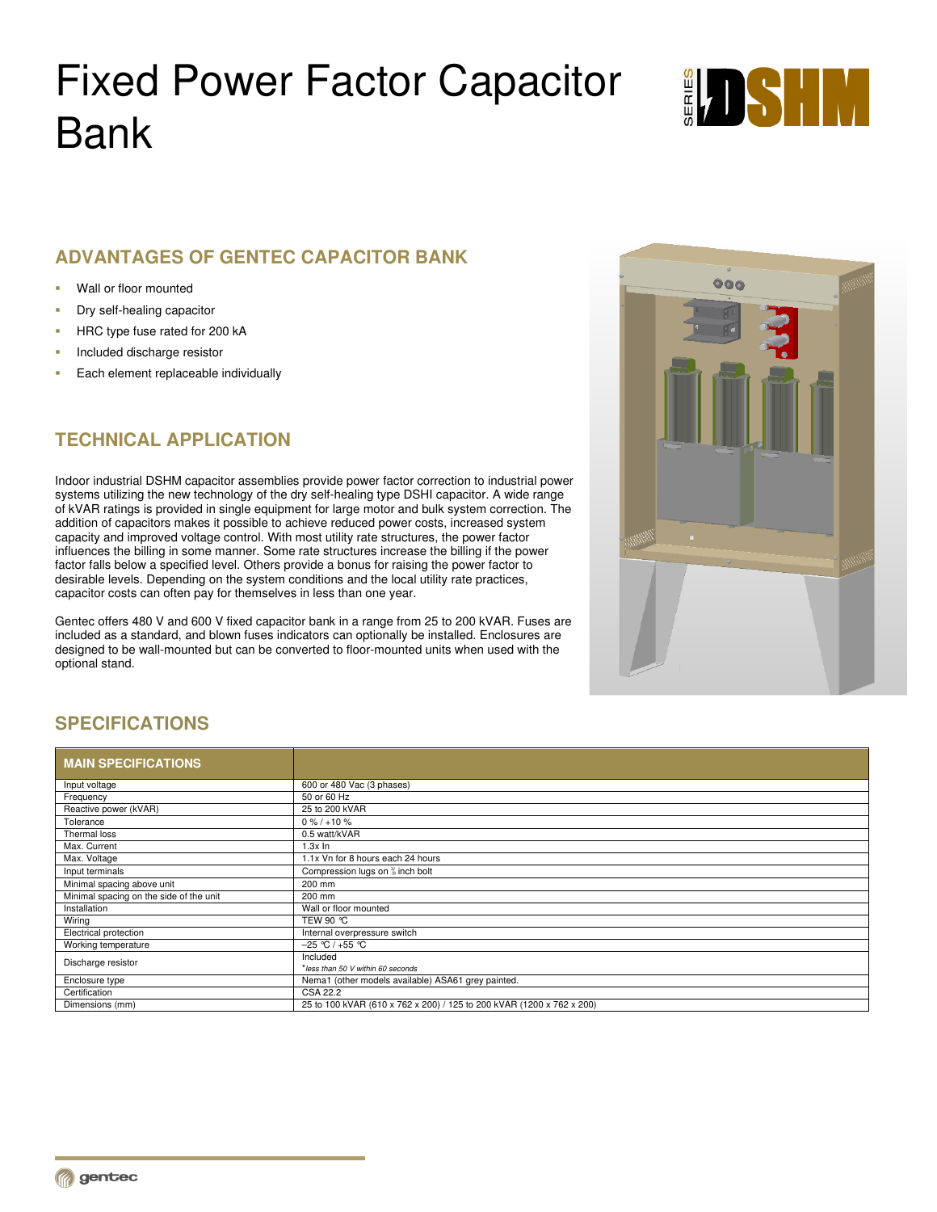# Fixed Power Factor Capacitor Bank

SERIES DSHM

## ADVANTAGES OF GENTEC CAPACITOR BANK

- Wall or floor mounted
- Dry self-healing capacitor
- HRC type fuse rated for 200 kA
- Included discharge resistor
- Each element replaceable individually

## TECHNICAL APPLICATION

Indoor industrial DSHM capacitor assemblies provide power factor correction to industrial power systems utilizing the new technology of the dry self-healing type DSHI capacitor. A wide range of kVAR ratings is provided in single equipment for large motor and bulk system correction. The addition of capacitors makes it possible to achieve reduced power costs, increased system capacity and improved voltage control. With most utility rate structures, the power factor influences the billing in some manner. Some rate structures increase the billing if the power factor falls below a specified level. Others provide a bonus for raising the power factor to desirable levels. Depending on the system conditions and the local utility rate practices, capacitor costs can often pay for themselves in less than one year.

Gentec offers 480 V and 600 V fixed capacitor bank in a range from 25 to 200 kVAR. Fuses are included as a standard, and blown fuses indicators can optionally be installed. Enclosures are designed to be wall-mounted but can be converted to floor-mounted units when used with the optional stand.

## SPECIFICATIONS

| MAIN SPECIFICATIONS | |
|---|---|
| Input voltage | 600 or 480 Vac (3 phases) |
| Frequency | 50 or 60 Hz |
| Reactive power (kVAR) | 25 to 200 kVAR |
| Tolerance | 0 % / +10 % |
| Thermal loss | 0.5 watt/kVAR |
| Max. Current | 1.3x In |
| Max. Voltage | 1.1x Vn for 8 hours each 24 hours |
| Input terminals | Compression lugs on ⅜ inch bolt |
| Minimal spacing above unit | 200 mm |
| Minimal spacing on the side of the unit | 200 mm |
| Installation | Wall or floor mounted |
| Wiring | TEW 90 °C |
| Electrical protection | Internal overpressure switch |
| Working temperature | −25 °C / +55 °C |
| Discharge resistor | Included<br>**less than 50 V within 60 seconds* |
| Enclosure type | Nema1 (other models available) ASA61 grey painted. |
| Certification | CSA 22.2 |
| Dimensions (mm) | 25 to 100 kVAR (610 x 762 x 200) / 125 to 200 kVAR (1200 x 762 x 200) |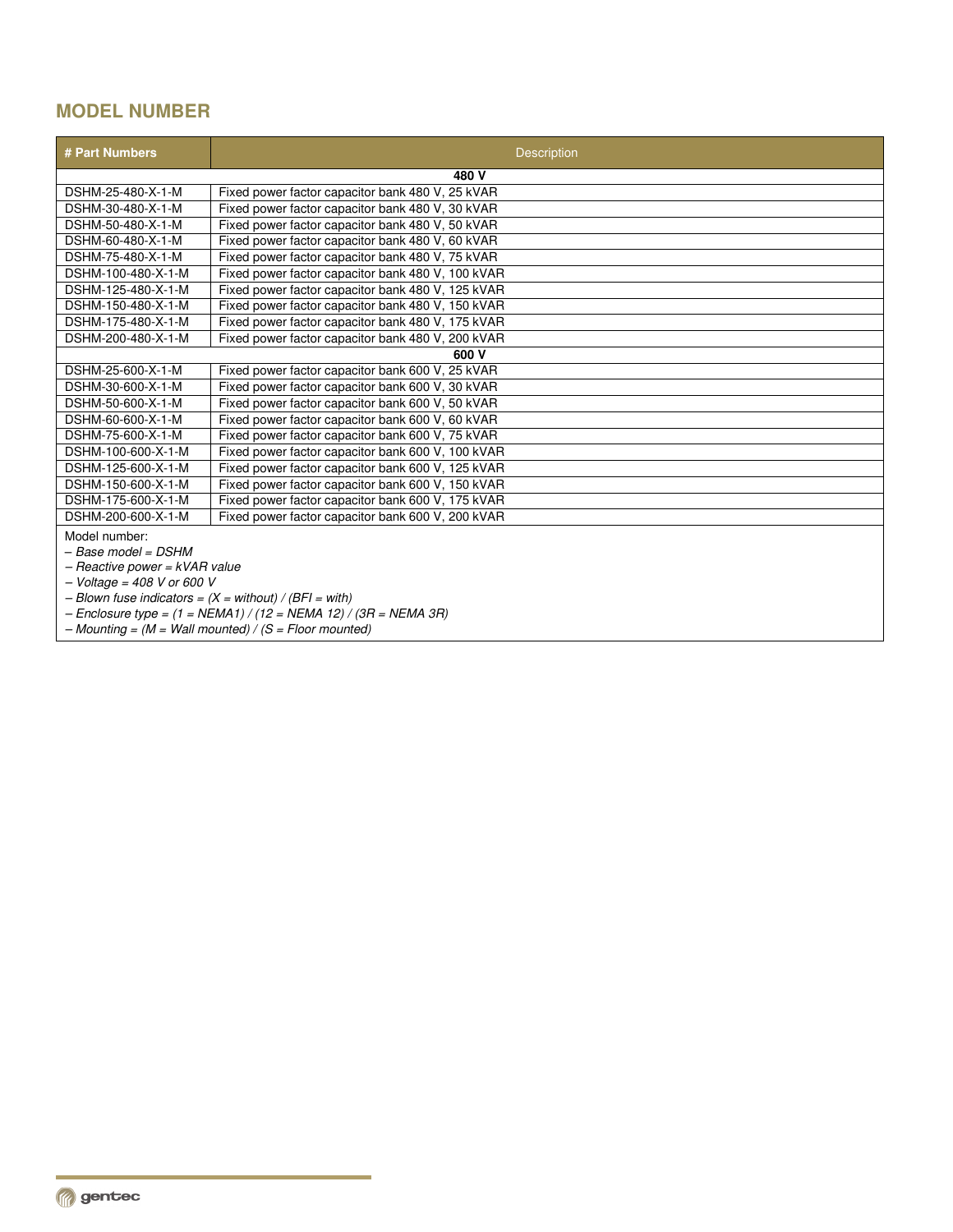## MODEL NUMBER

| # Part Numbers | Description |
|---|---|
| **480 V** | |
| DSHM-25-480-X-1-M | Fixed power factor capacitor bank 480 V, 25 kVAR |
| DSHM-30-480-X-1-M | Fixed power factor capacitor bank 480 V, 30 kVAR |
| DSHM-50-480-X-1-M | Fixed power factor capacitor bank 480 V, 50 kVAR |
| DSHM-60-480-X-1-M | Fixed power factor capacitor bank 480 V, 60 kVAR |
| DSHM-75-480-X-1-M | Fixed power factor capacitor bank 480 V, 75 kVAR |
| DSHM-100-480-X-1-M | Fixed power factor capacitor bank 480 V, 100 kVAR |
| DSHM-125-480-X-1-M | Fixed power factor capacitor bank 480 V, 125 kVAR |
| DSHM-150-480-X-1-M | Fixed power factor capacitor bank 480 V, 150 kVAR |
| DSHM-175-480-X-1-M | Fixed power factor capacitor bank 480 V, 175 kVAR |
| DSHM-200-480-X-1-M | Fixed power factor capacitor bank 480 V, 200 kVAR |
| **600 V** | |
| DSHM-25-600-X-1-M | Fixed power factor capacitor bank 600 V, 25 kVAR |
| DSHM-30-600-X-1-M | Fixed power factor capacitor bank 600 V, 30 kVAR |
| DSHM-50-600-X-1-M | Fixed power factor capacitor bank 600 V, 50 kVAR |
| DSHM-60-600-X-1-M | Fixed power factor capacitor bank 600 V, 60 kVAR |
| DSHM-75-600-X-1-M | Fixed power factor capacitor bank 600 V, 75 kVAR |
| DSHM-100-600-X-1-M | Fixed power factor capacitor bank 600 V, 100 kVAR |
| DSHM-125-600-X-1-M | Fixed power factor capacitor bank 600 V, 125 kVAR |
| DSHM-150-600-X-1-M | Fixed power factor capacitor bank 600 V, 150 kVAR |
| DSHM-175-600-X-1-M | Fixed power factor capacitor bank 600 V, 175 kVAR |
| DSHM-200-600-X-1-M | Fixed power factor capacitor bank 600 V, 200 kVAR |

Model number:

– *Base model = DSHM*
– *Reactive power = kVAR value*
– *Voltage = 408 V or 600 V*
– *Blown fuse indicators = (X = without) / (BFI = with)*
– *Enclosure type = (1 = NEMA1) / (12 = NEMA 12) / (3R = NEMA 3R)*
– *Mounting = (M = Wall mounted) / (S = Floor mounted)*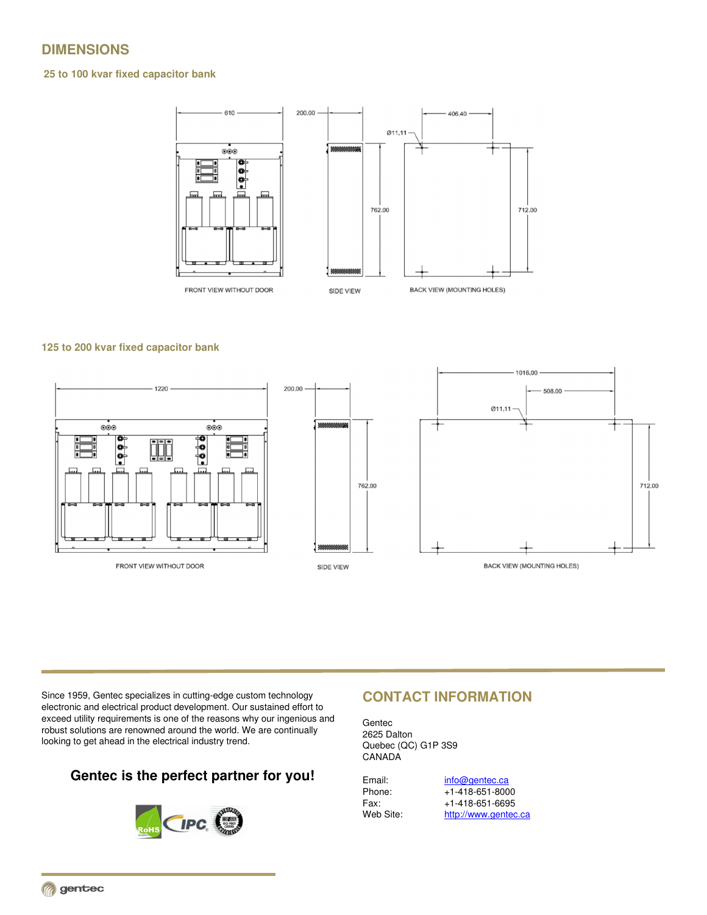## DIMENSIONS

### 25 to 100 kvar fixed capacitor bank

610

200.00

406.40

Ø11,11

762.00

712.00

FRONT VIEW WITHOUT DOOR

SIDE VIEW

BACK VIEW (MOUNTING HOLES)

### 125 to 200 kvar fixed capacitor bank

1220

200.00

1016,00

508.00

Ø11,11

762.00

712.00

FRONT VIEW WITHOUT DOOR

SIDE VIEW

BACK VIEW (MOUNTING HOLES)

Since 1959, Gentec specializes in cutting-edge custom technology electronic and electrical product development. Our sustained effort to exceed utility requirements is one of the reasons why our ingenious and robust solutions are renowned around the world. We are continually looking to get ahead in the electrical industry trend.

**Gentec is the perfect partner for you!**

## CONTACT INFORMATION

Gentec
2625 Dalton
Quebec (QC) G1P 3S9
CANADA

| | |
|---|---|
| Email: | info@gentec.ca |
| Phone: | +1-418-651-8000 |
| Fax: | +1-418-651-6695 |
| Web Site: | http://www.gentec.ca |